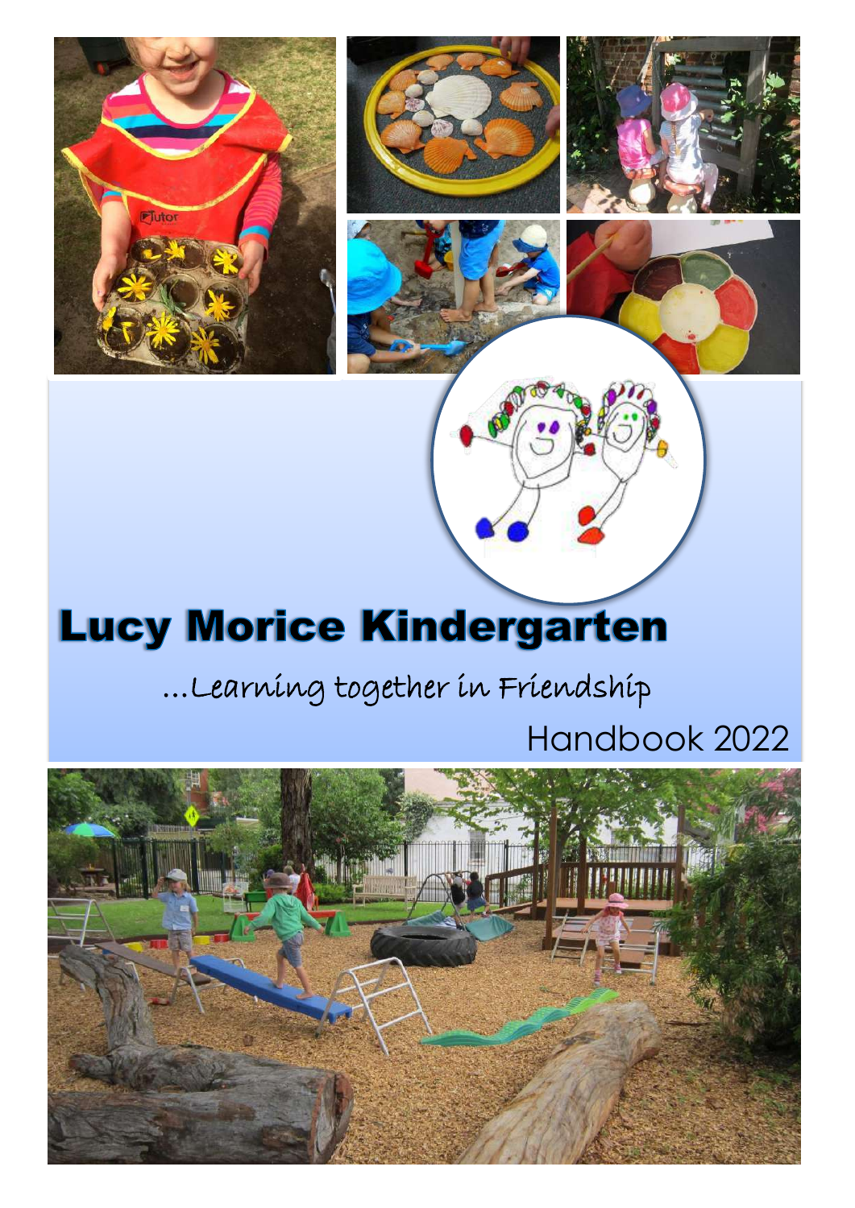# Lucy Morice Kindergarten

*...Learning together in Friendship*

Handbook 2022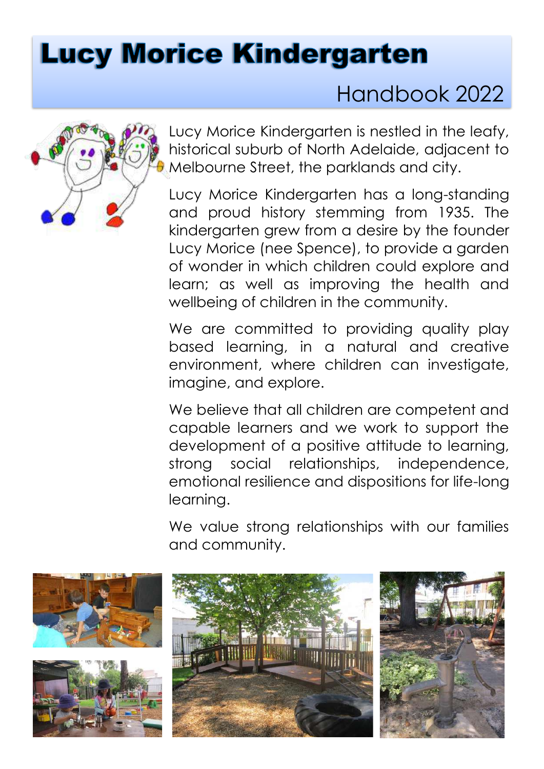# Lucy Morice Kindergarten

## Handbook 2022

Lucy Morice Kindergarten is nestled in the leafy, historical suburb of North Adelaide, adjacent to Melbourne Street, the parklands and city.

Lucy Morice Kindergarten has a long-standing and proud history stemming from 1935. The kindergarten grew from a desire by the founder Lucy Morice (nee Spence), to provide a garden of wonder in which children could explore and learn; as well as improving the health and wellbeing of children in the community.

We are committed to providing quality play based learning, in a natural and creative environment, where children can investigate, imagine, and explore.

We believe that all children are competent and capable learners and we work to support the development of a positive attitude to learning, strong social relationships, independence, emotional resilience and dispositions for life-long learning.

We value strong relationships with our families and community.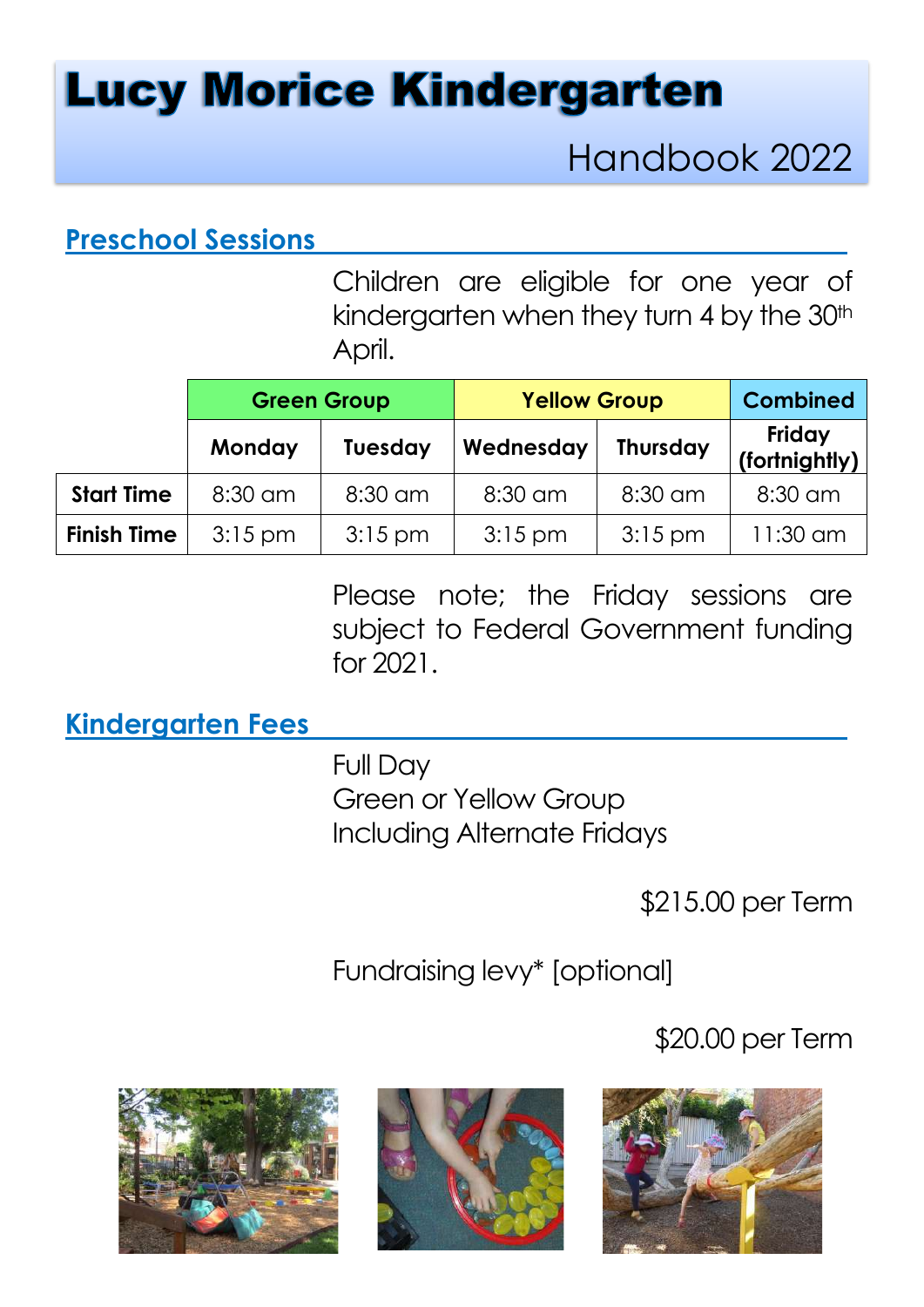# Lucy Morice Kindergarten

Handbook 2022

## Preschool Sessions

Children are eligible for one year of kindergarten when they turn 4 by the 30th April.

| | Green Group | | Yellow Group | | Combined |
|---|---|---|---|---|---|
| | Monday | Tuesday | Wednesday | Thursday | Friday (fortnightly) |
| Start Time | 8:30 am | 8:30 am | 8:30 am | 8:30 am | 8:30 am |
| Finish Time | 3:15 pm | 3:15 pm | 3:15 pm | 3:15 pm | 11:30 am |

Please note; the Friday sessions are subject to Federal Government funding for 2021.

## Kindergarten Fees

Full Day
Green or Yellow Group
Including Alternate Fridays

$215.00 per Term

Fundraising levy* [optional]

$20.00 per Term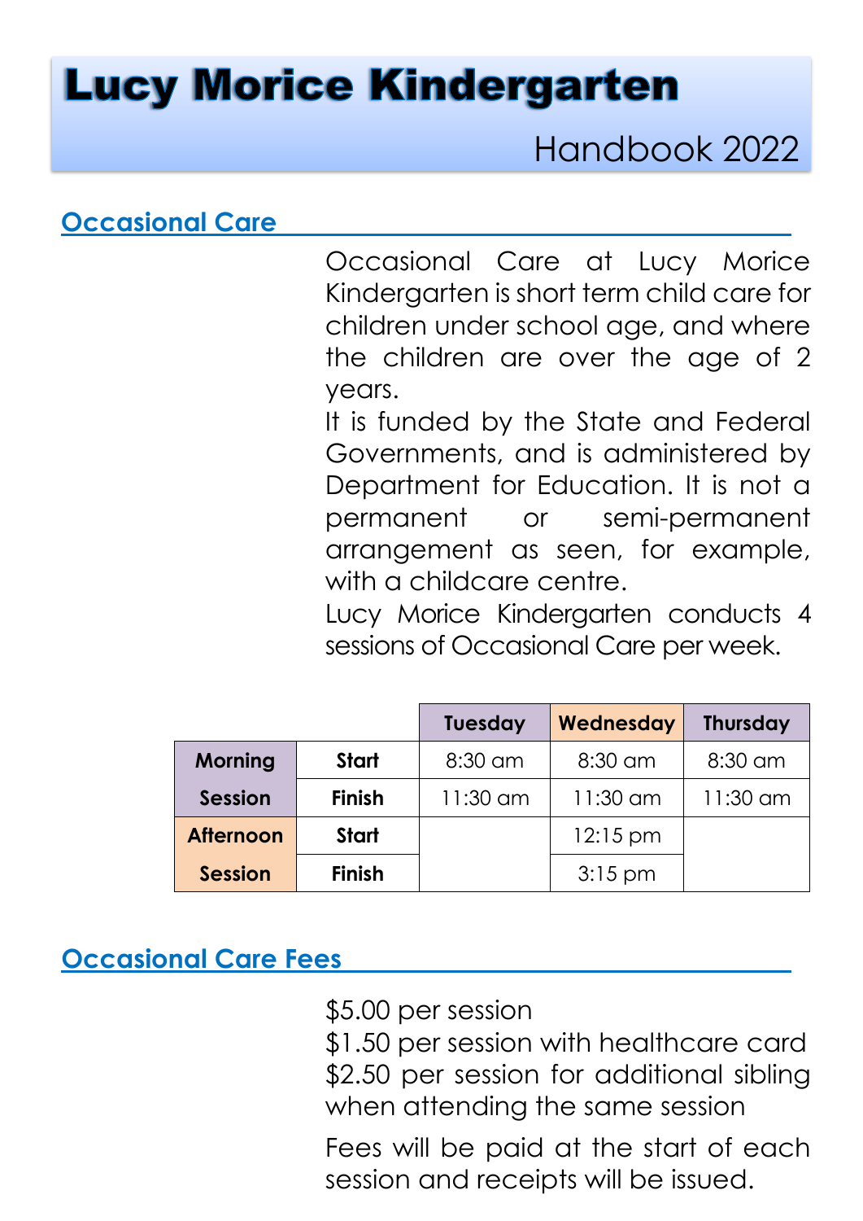# Lucy Morice Kindergarten

Handbook 2022

## Occasional Care

Occasional Care at Lucy Morice Kindergarten is short term child care for children under school age, and where the children are over the age of 2 years.

It is funded by the State and Federal Governments, and is administered by Department for Education. It is not a permanent or semi-permanent arrangement as seen, for example, with a childcare centre.

Lucy Morice Kindergarten conducts 4 sessions of Occasional Care per week.

| | | Tuesday | Wednesday | Thursday |
|---|---|---|---|---|
| **Morning Session** | **Start** | 8:30 am | 8:30 am | 8:30 am |
| | **Finish** | 11:30 am | 11:30 am | 11:30 am |
| **Afternoon Session** | **Start** | | 12:15 pm | |
| | **Finish** | | 3:15 pm | |

## Occasional Care Fees

$5.00 per session
$1.50 per session with healthcare card
$2.50 per session for additional sibling when attending the same session

Fees will be paid at the start of each session and receipts will be issued.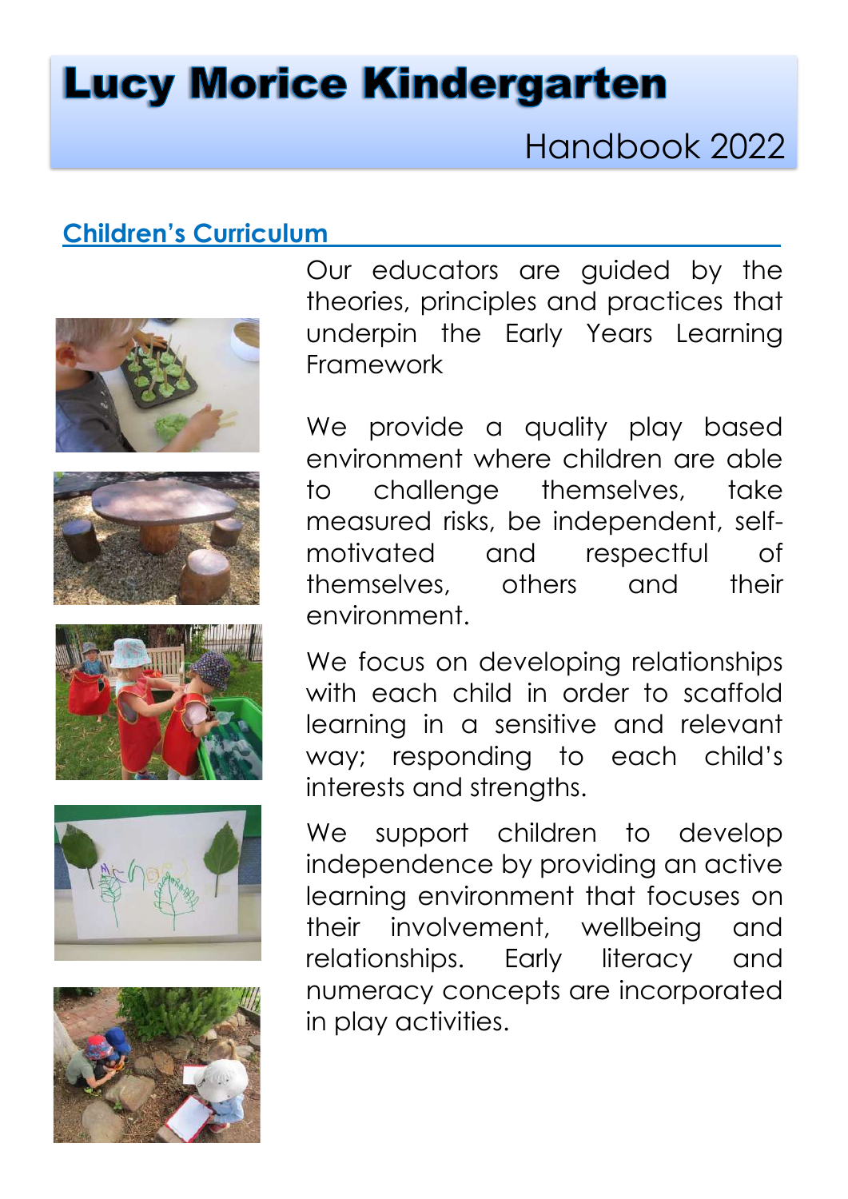# Lucy Morice Kindergarten

Handbook 2022

## Children's Curriculum

Our educators are guided by the theories, principles and practices that underpin the Early Years Learning Framework

We provide a quality play based environment where children are able to challenge themselves, take measured risks, be independent, self-motivated and respectful of themselves, others and their environment.

We focus on developing relationships with each child in order to scaffold learning in a sensitive and relevant way; responding to each child's interests and strengths.

We support children to develop independence by providing an active learning environment that focuses on their involvement, wellbeing and relationships. Early literacy and numeracy concepts are incorporated in play activities.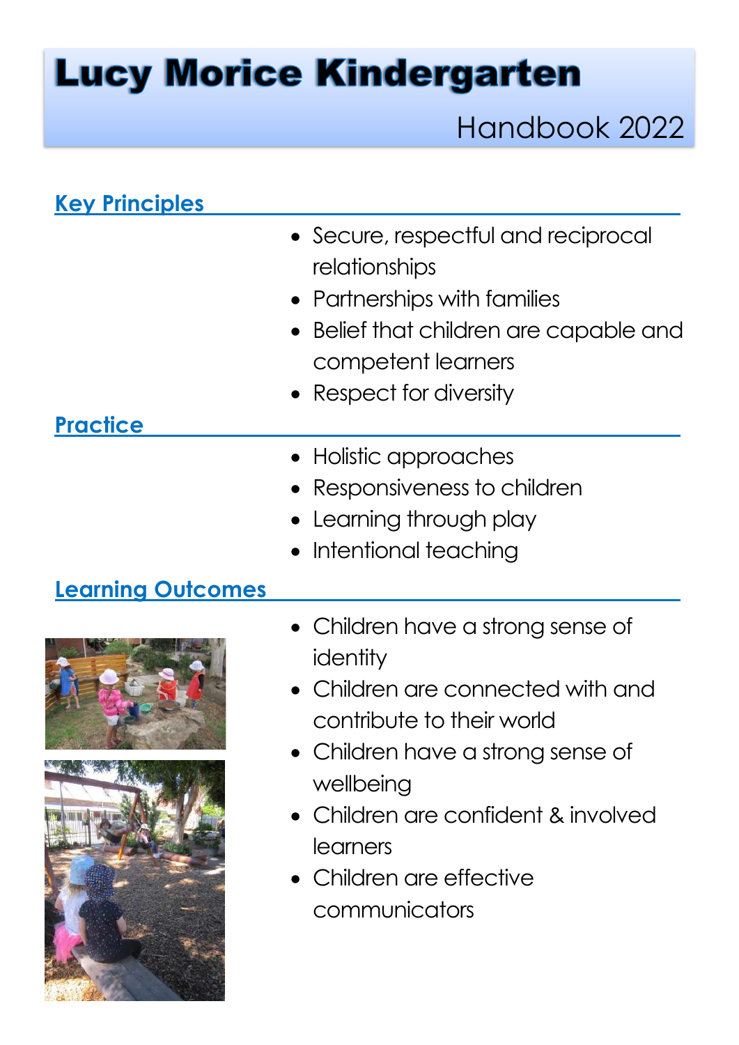# Lucy Morice Kindergarten

Handbook 2022

## Key Principles

- Secure, respectful and reciprocal relationships
- Partnerships with families
- Belief that children are capable and competent learners
- Respect for diversity

## Practice

- Holistic approaches
- Responsiveness to children
- Learning through play
- Intentional teaching

## Learning Outcomes

- Children have a strong sense of identity
- Children are connected with and contribute to their world
- Children have a strong sense of wellbeing
- Children are confident & involved learners
- Children are effective communicators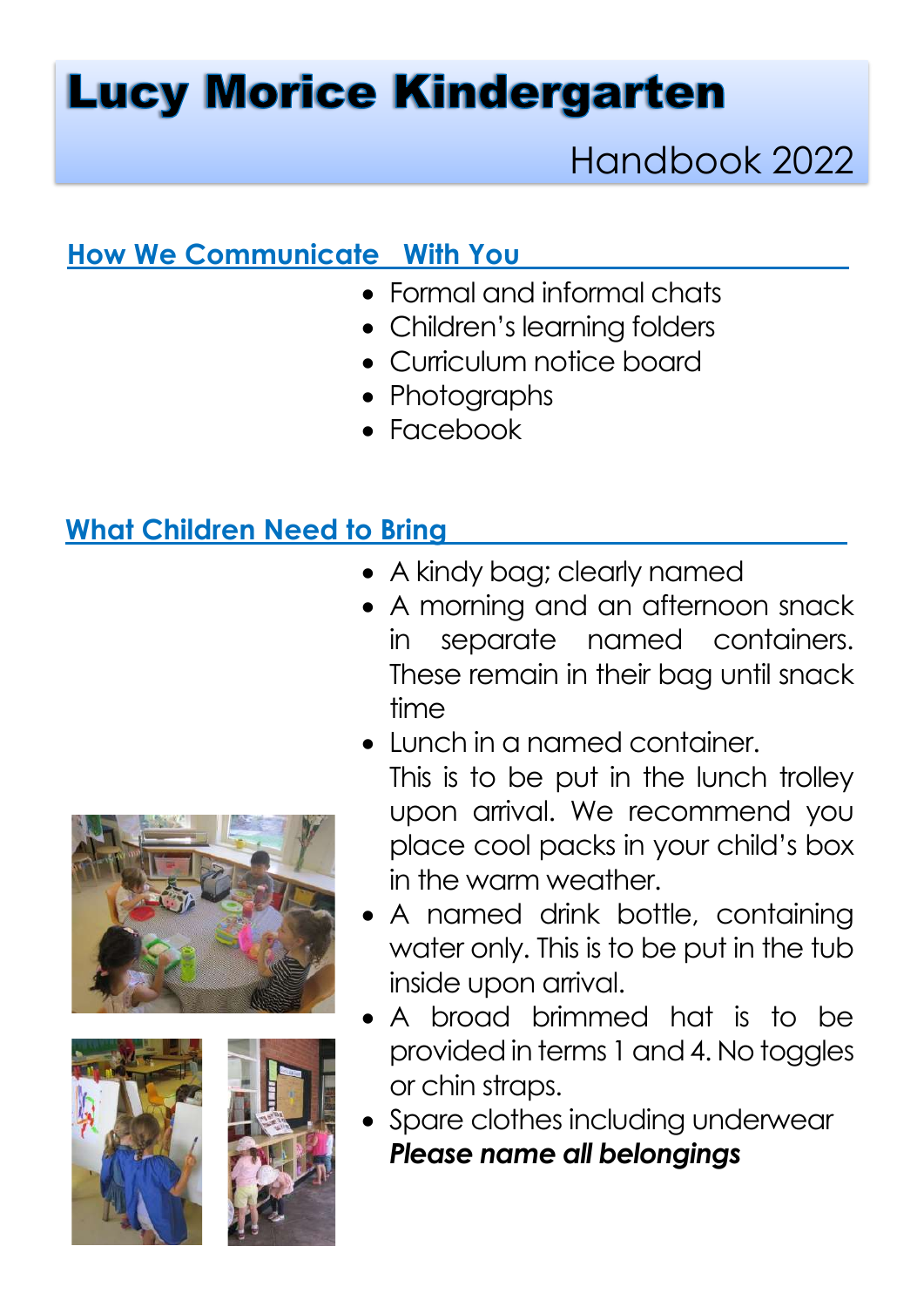# Lucy Morice Kindergarten

Handbook 2022

## How We Communicate With You

- Formal and informal chats
- Children's learning folders
- Curriculum notice board
- Photographs
- Facebook

## What Children Need to Bring

- A kindy bag; clearly named
- A morning and an afternoon snack in separate named containers. These remain in their bag until snack time
- Lunch in a named container.
  This is to be put in the lunch trolley upon arrival. We recommend you place cool packs in your child's box in the warm weather.
- A named drink bottle, containing water only. This is to be put in the tub inside upon arrival.
- A broad brimmed hat is to be provided in terms 1 and 4. No toggles or chin straps.
- Spare clothes including underwear

***Please name all belongings***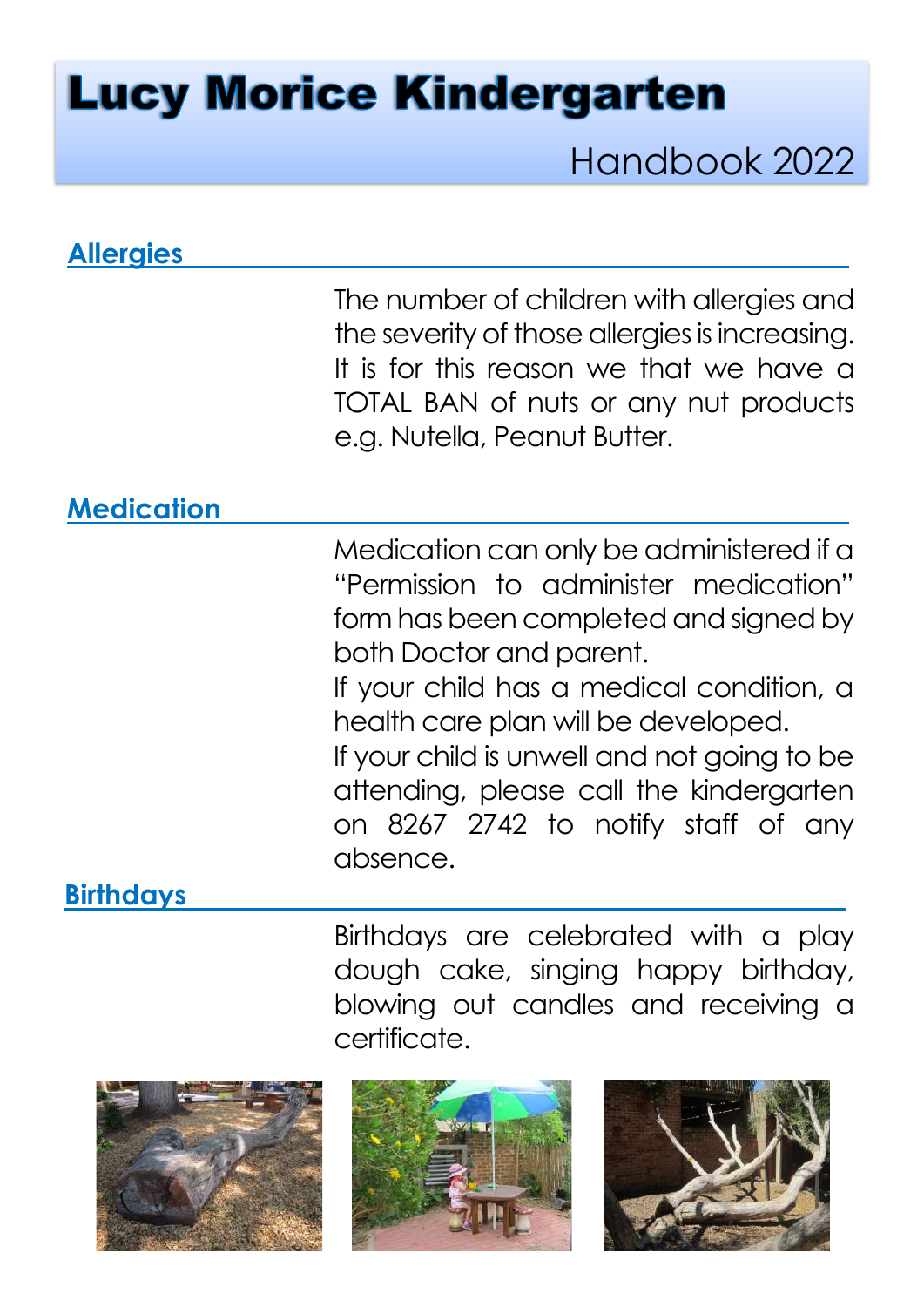# Lucy Morice Kindergarten

Handbook 2022

## Allergies

The number of children with allergies and the severity of those allergies is increasing. It is for this reason we that we have a TOTAL BAN of nuts or any nut products e.g. Nutella, Peanut Butter.

## Medication

Medication can only be administered if a "Permission to administer medication" form has been completed and signed by both Doctor and parent.

If your child has a medical condition, a health care plan will be developed.

If your child is unwell and not going to be attending, please call the kindergarten on 8267 2742 to notify staff of any absence.

## Birthdays

Birthdays are celebrated with a play dough cake, singing happy birthday, blowing out candles and receiving a certificate.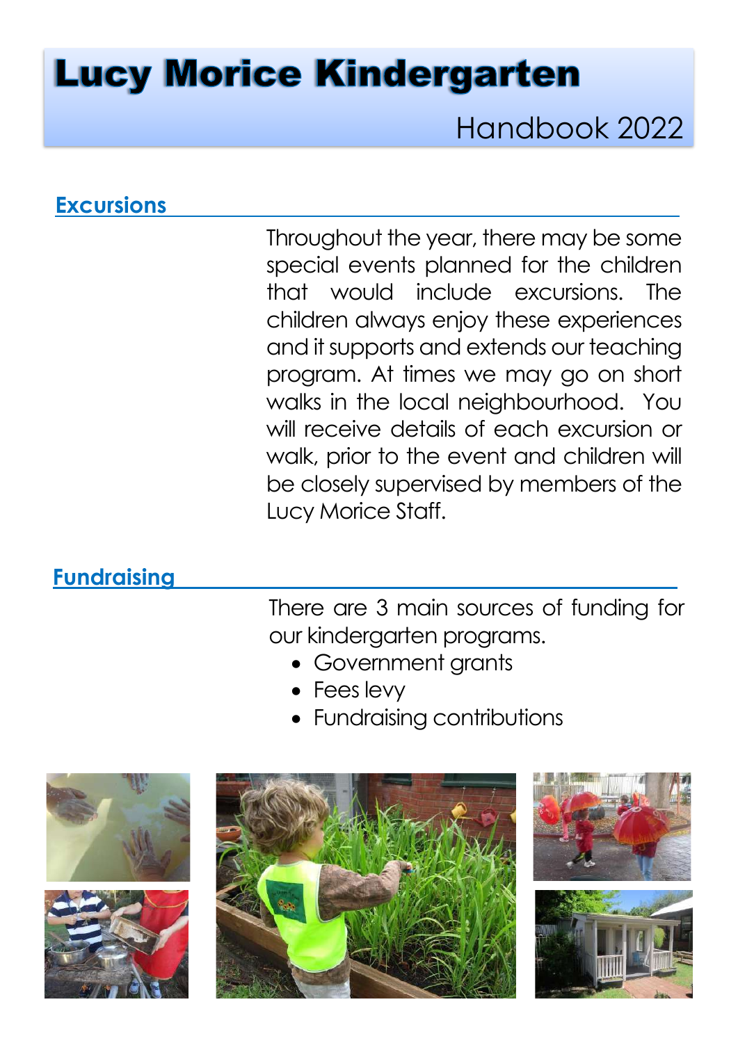## Excursions

Throughout the year, there may be some special events planned for the children that would include excursions. The children always enjoy these experiences and it supports and extends our teaching program. At times we may go on short walks in the local neighbourhood. You will receive details of each excursion or walk, prior to the event and children will be closely supervised by members of the Lucy Morice Staff.

## Fundraising

There are 3 main sources of funding for our kindergarten programs.

- Government grants
- Fees levy
- Fundraising contributions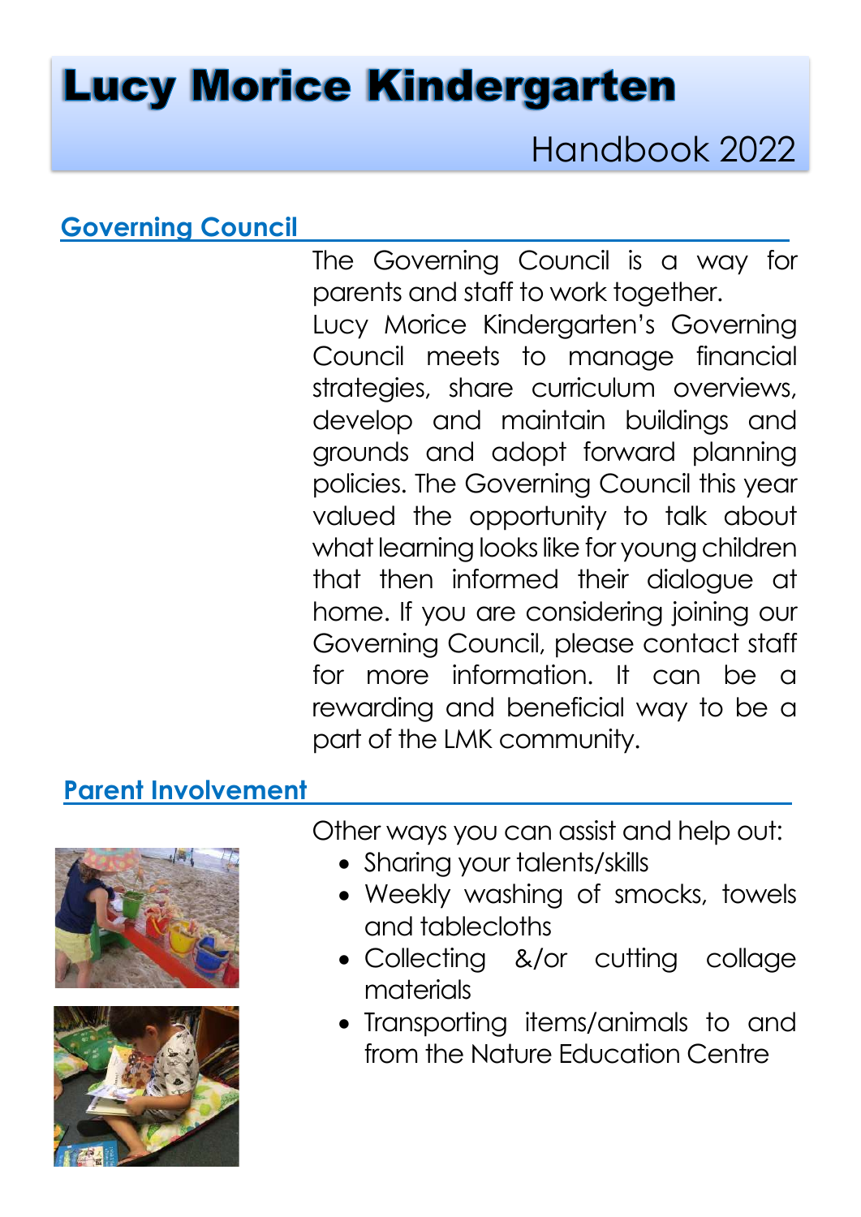## Governing Council

The Governing Council is a way for parents and staff to work together.
Lucy Morice Kindergarten's Governing Council meets to manage financial strategies, share curriculum overviews, develop and maintain buildings and grounds and adopt forward planning policies. The Governing Council this year valued the opportunity to talk about what learning looks like for young children that then informed their dialogue at home. If you are considering joining our Governing Council, please contact staff for more information. It can be a rewarding and beneficial way to be a part of the LMK community.

## Parent Involvement

Other ways you can assist and help out:

- Sharing your talents/skills
- Weekly washing of smocks, towels and tablecloths
- Collecting &/or cutting collage materials
- Transporting items/animals to and from the Nature Education Centre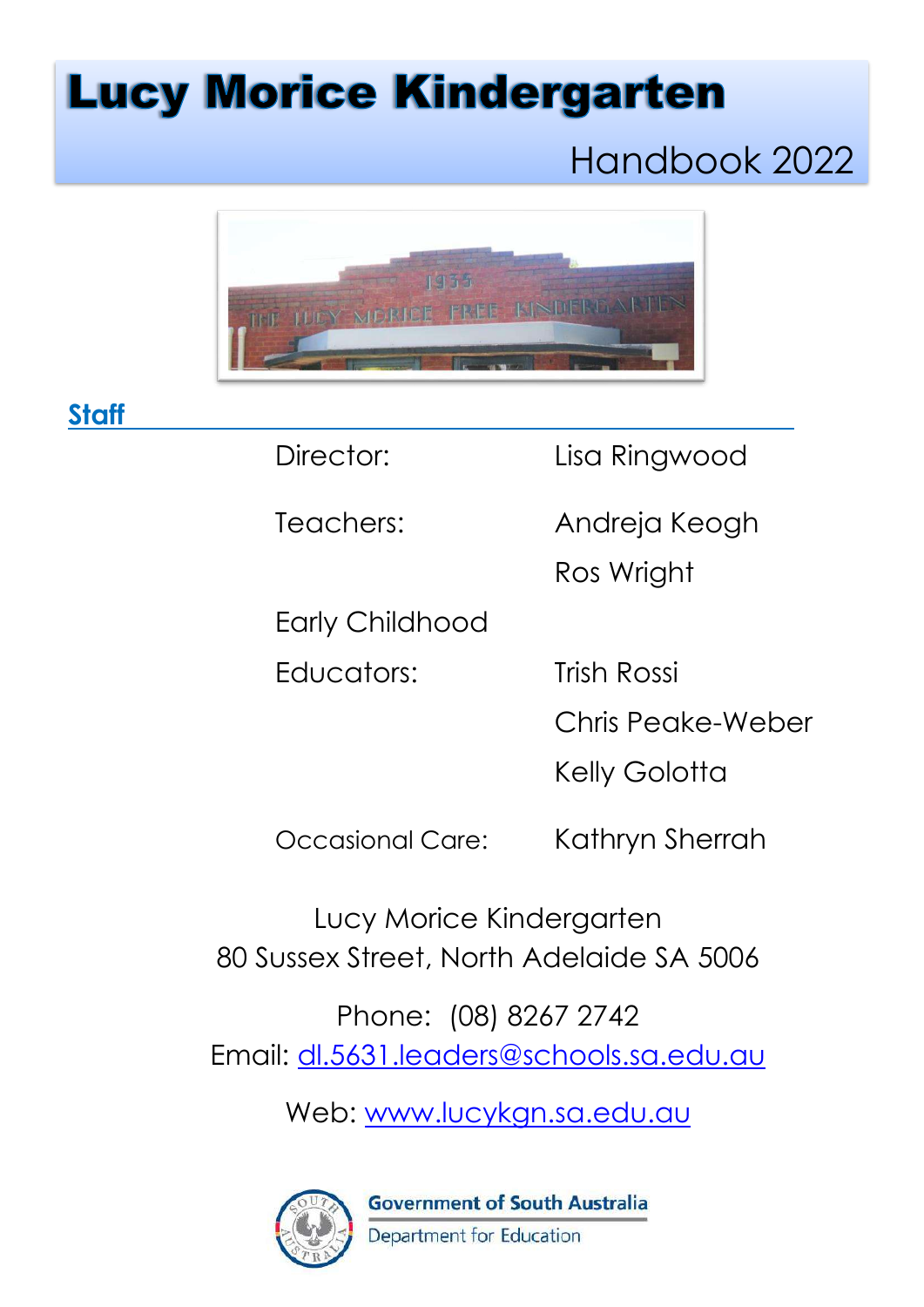# Lucy Morice Kindergarten

Handbook 2022

## Staff

| | |
|---|---|
| Director: | Lisa Ringwood |
| Teachers: | Andreja Keogh<br>Ros Wright |
| Early Childhood Educators: | Trish Rossi<br>Chris Peake-Weber<br>Kelly Golotta |
| Occasional Care: | Kathryn Sherrah |

Lucy Morice Kindergarten
80 Sussex Street, North Adelaide SA 5006

Phone: (08) 8267 2742
Email: dl.5631.leaders@schools.sa.edu.au

Web: www.lucykgn.sa.edu.au

Government of South Australia
Department for Education